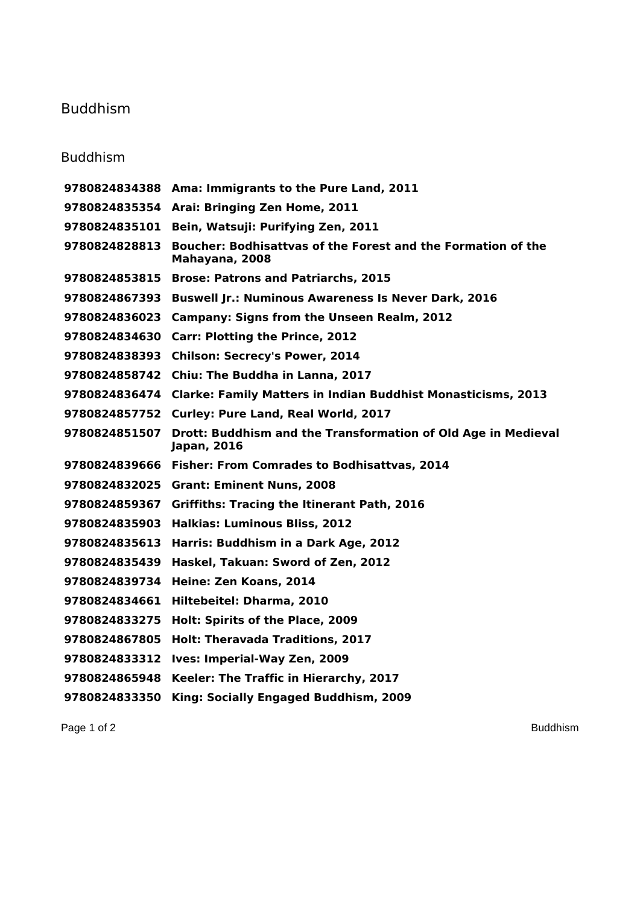# Buddhism

## Buddhism

| | |
|---|---|
| **9780824834388** | **Ama: Immigrants to the Pure Land, 2011** |
| **9780824835354** | **Arai: Bringing Zen Home, 2011** |
| **9780824835101** | **Bein, Watsuji: Purifying Zen, 2011** |
| **9780824828813** | **Boucher: Bodhisattvas of the Forest and the Formation of the Mahayana, 2008** |
| **9780824853815** | **Brose: Patrons and Patriarchs, 2015** |
| **9780824867393** | **Buswell Jr.: Numinous Awareness Is Never Dark, 2016** |
| **9780824836023** | **Campany: Signs from the Unseen Realm, 2012** |
| **9780824834630** | **Carr: Plotting the Prince, 2012** |
| **9780824838393** | **Chilson: Secrecy's Power, 2014** |
| **9780824858742** | **Chiu: The Buddha in Lanna, 2017** |
| **9780824836474** | **Clarke: Family Matters in Indian Buddhist Monasticisms, 2013** |
| **9780824857752** | **Curley: Pure Land, Real World, 2017** |
| **9780824851507** | **Drott: Buddhism and the Transformation of Old Age in Medieval Japan, 2016** |
| **9780824839666** | **Fisher: From Comrades to Bodhisattvas, 2014** |
| **9780824832025** | **Grant: Eminent Nuns, 2008** |
| **9780824859367** | **Griffiths: Tracing the Itinerant Path, 2016** |
| **9780824835903** | **Halkias: Luminous Bliss, 2012** |
| **9780824835613** | **Harris: Buddhism in a Dark Age, 2012** |
| **9780824835439** | **Haskel, Takuan: Sword of Zen, 2012** |
| **9780824839734** | **Heine: Zen Koans, 2014** |
| **9780824834661** | **Hiltebeitel: Dharma, 2010** |
| **9780824833275** | **Holt: Spirits of the Place, 2009** |
| **9780824867805** | **Holt: Theravada Traditions, 2017** |
| **9780824833312** | **Ives: Imperial-Way Zen, 2009** |
| **9780824865948** | **Keeler: The Traffic in Hierarchy, 2017** |
| **9780824833350** | **King: Socially Engaged Buddhism, 2009** |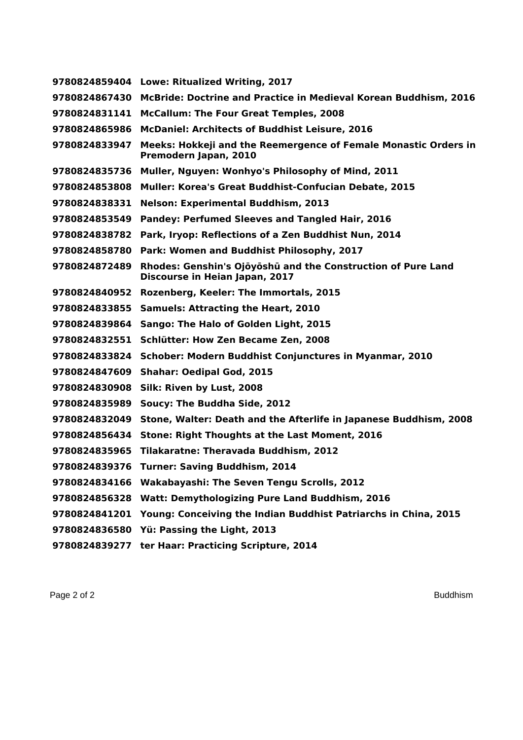| | |
|---|---|
| **9780824859404** | **Lowe: Ritualized Writing, 2017** |
| **9780824867430** | **McBride: Doctrine and Practice in Medieval Korean Buddhism, 2016** |
| **9780824831141** | **McCallum: The Four Great Temples, 2008** |
| **9780824865986** | **McDaniel: Architects of Buddhist Leisure, 2016** |
| **9780824833947** | **Meeks: Hokkeji and the Reemergence of Female Monastic Orders in Premodern Japan, 2010** |
| **9780824835736** | **Muller, Nguyen: Wonhyo's Philosophy of Mind, 2011** |
| **9780824853808** | **Muller: Korea's Great Buddhist-Confucian Debate, 2015** |
| **9780824838331** | **Nelson: Experimental Buddhism, 2013** |
| **9780824853549** | **Pandey: Perfumed Sleeves and Tangled Hair, 2016** |
| **9780824838782** | **Park, Iryop: Reflections of a Zen Buddhist Nun, 2014** |
| **9780824858780** | **Park: Women and Buddhist Philosophy, 2017** |
| **9780824872489** | **Rhodes: Genshin's Ojōyōshū and the Construction of Pure Land Discourse in Heian Japan, 2017** |
| **9780824840952** | **Rozenberg, Keeler: The Immortals, 2015** |
| **9780824833855** | **Samuels: Attracting the Heart, 2010** |
| **9780824839864** | **Sango: The Halo of Golden Light, 2015** |
| **9780824832551** | **Schlütter: How Zen Became Zen, 2008** |
| **9780824833824** | **Schober: Modern Buddhist Conjunctures in Myanmar, 2010** |
| **9780824847609** | **Shahar: Oedipal God, 2015** |
| **9780824830908** | **Silk: Riven by Lust, 2008** |
| **9780824835989** | **Soucy: The Buddha Side, 2012** |
| **9780824832049** | **Stone, Walter: Death and the Afterlife in Japanese Buddhism, 2008** |
| **9780824856434** | **Stone: Right Thoughts at the Last Moment, 2016** |
| **9780824835965** | **Tilakaratne: Theravada Buddhism, 2012** |
| **9780824839376** | **Turner: Saving Buddhism, 2014** |
| **9780824834166** | **Wakabayashi: The Seven Tengu Scrolls, 2012** |
| **9780824856328** | **Watt: Demythologizing Pure Land Buddhism, 2016** |
| **9780824841201** | **Young: Conceiving the Indian Buddhist Patriarchs in China, 2015** |
| **9780824836580** | **Yü: Passing the Light, 2013** |
| **9780824839277** | **ter Haar: Practicing Scripture, 2014** |